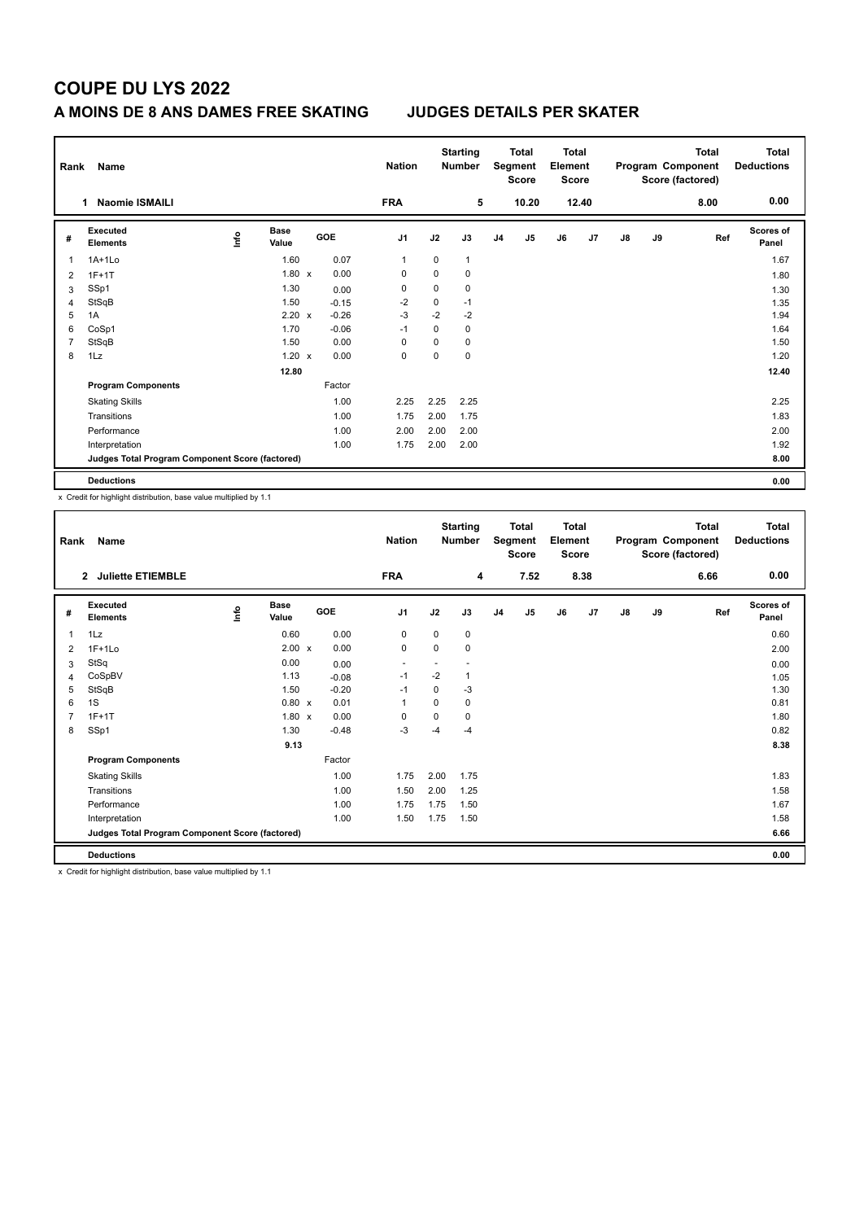# COUPE DU LYS 2022

## A MOINS DE 8 ANS DAMES FREE SKATING — JUDGES DETAILS PER SKATER

| Rank | Name | Nation | Starting Number | Total Segment Score | Total Element Score | Total Program Component Score (factored) | Total Deductions |
|---|---|---|---|---|---|---|---|
| 1 | Naomie ISMAILI | FRA | 5 | 10.20 | 12.40 | 8.00 | 0.00 |

| # | Executed Elements | Info | Base Value | | GOE | J1 | J2 | J3 | J4 | J5 | J6 | J7 | J8 | J9 | Ref | Scores of Panel |
|---|---|---|---|---|---|---|---|---|---|---|---|---|---|---|---|---|
| 1 | 1A+1Lo | | 1.60 | | 0.07 | 1 | 0 | 1 | | | | | | | | 1.67 |
| 2 | 1F+1T | | 1.80 | x | 0.00 | 0 | 0 | 0 | | | | | | | | 1.80 |
| 3 | SSp1 | | 1.30 | | 0.00 | 0 | 0 | 0 | | | | | | | | 1.30 |
| 4 | StSqB | | 1.50 | | -0.15 | -2 | 0 | -1 | | | | | | | | 1.35 |
| 5 | 1A | | 2.20 | x | -0.26 | -3 | -2 | -2 | | | | | | | | 1.94 |
| 6 | CoSp1 | | 1.70 | | -0.06 | -1 | 0 | 0 | | | | | | | | 1.64 |
| 7 | StSqB | | 1.50 | | 0.00 | 0 | 0 | 0 | | | | | | | | 1.50 |
| 8 | 1Lz | | 1.20 | x | 0.00 | 0 | 0 | 0 | | | | | | | | 1.20 |
| | | | 12.80 | | | | | | | | | | | | | 12.40 |
| | **Program Components** | | | | Factor | | | | | | | | | | | |
| | Skating Skills | | | | 1.00 | 2.25 | 2.25 | 2.25 | | | | | | | | 2.25 |
| | Transitions | | | | 1.00 | 1.75 | 2.00 | 1.75 | | | | | | | | 1.83 |
| | Performance | | | | 1.00 | 2.00 | 2.00 | 2.00 | | | | | | | | 2.00 |
| | Interpretation | | | | 1.00 | 1.75 | 2.00 | 2.00 | | | | | | | | 1.92 |
| | **Judges Total Program Component Score (factored)** | | | | | | | | | | | | | | | 8.00 |
| | **Deductions** | | | | | | | | | | | | | | | 0.00 |

x Credit for highlight distribution, base value multiplied by 1.1

| Rank | Name | Nation | Starting Number | Total Segment Score | Total Element Score | Total Program Component Score (factored) | Total Deductions |
|---|---|---|---|---|---|---|---|
| 2 | Juliette ETIEMBLE | FRA | 4 | 7.52 | 8.38 | 6.66 | 0.00 |

| # | Executed Elements | Info | Base Value | | GOE | J1 | J2 | J3 | J4 | J5 | J6 | J7 | J8 | J9 | Ref | Scores of Panel |
|---|---|---|---|---|---|---|---|---|---|---|---|---|---|---|---|---|
| 1 | 1Lz | | 0.60 | | 0.00 | 0 | 0 | 0 | | | | | | | | 0.60 |
| 2 | 1F+1Lo | | 2.00 | x | 0.00 | 0 | 0 | 0 | | | | | | | | 2.00 |
| 3 | StSq | | 0.00 | | 0.00 | - | - | - | | | | | | | | 0.00 |
| 4 | CoSpBV | | 1.13 | | -0.08 | -1 | -2 | 1 | | | | | | | | 1.05 |
| 5 | StSqB | | 1.50 | | -0.20 | -1 | 0 | -3 | | | | | | | | 1.30 |
| 6 | 1S | | 0.80 | x | 0.01 | 1 | 0 | 0 | | | | | | | | 0.81 |
| 7 | 1F+1T | | 1.80 | x | 0.00 | 0 | 0 | 0 | | | | | | | | 1.80 |
| 8 | SSp1 | | 1.30 | | -0.48 | -3 | -4 | -4 | | | | | | | | 0.82 |
| | | | 9.13 | | | | | | | | | | | | | 8.38 |
| | **Program Components** | | | | Factor | | | | | | | | | | | |
| | Skating Skills | | | | 1.00 | 1.75 | 2.00 | 1.75 | | | | | | | | 1.83 |
| | Transitions | | | | 1.00 | 1.50 | 2.00 | 1.25 | | | | | | | | 1.58 |
| | Performance | | | | 1.00 | 1.75 | 1.75 | 1.50 | | | | | | | | 1.67 |
| | Interpretation | | | | 1.00 | 1.50 | 1.75 | 1.50 | | | | | | | | 1.58 |
| | **Judges Total Program Component Score (factored)** | | | | | | | | | | | | | | | 6.66 |
| | **Deductions** | | | | | | | | | | | | | | | 0.00 |

x Credit for highlight distribution, base value multiplied by 1.1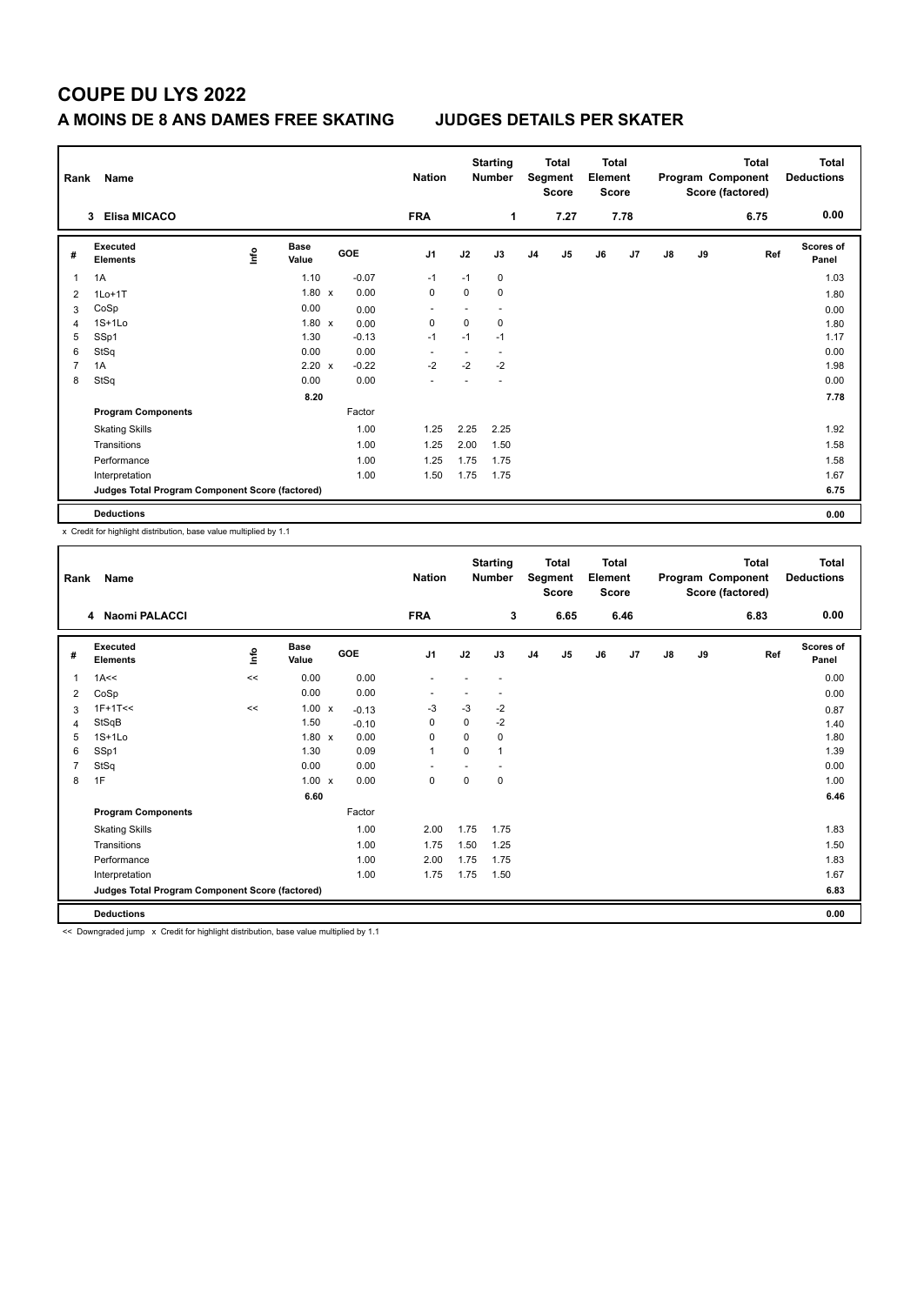# COUPE DU LYS 2022

## A MOINS DE 8 ANS DAMES FREE SKATING JUDGES DETAILS PER SKATER

| Rank | Name | Nation | Starting Number | Total Segment Score | Total Element Score | Total Program Component Score (factored) | Total Deductions |
|---|---|---|---|---|---|---|---|
| 3 | Elisa MICACO | FRA | 1 | 7.27 | 7.78 | 6.75 | 0.00 |

| # | Executed Elements | Info | Base Value | | GOE | J1 | J2 | J3 | J4 | J5 | J6 | J7 | J8 | J9 | Ref | Scores of Panel |
|---|---|---|---|---|---|---|---|---|---|---|---|---|---|---|---|---|
| 1 | 1A | | 1.10 | | -0.07 | -1 | -1 | 0 | | | | | | | | 1.03 |
| 2 | 1Lo+1T | | 1.80 | x | 0.00 | 0 | 0 | 0 | | | | | | | | 1.80 |
| 3 | CoSp | | 0.00 | | 0.00 | - | - | - | | | | | | | | 0.00 |
| 4 | 1S+1Lo | | 1.80 | x | 0.00 | 0 | 0 | 0 | | | | | | | | 1.80 |
| 5 | SSp1 | | 1.30 | | -0.13 | -1 | -1 | -1 | | | | | | | | 1.17 |
| 6 | StSq | | 0.00 | | 0.00 | - | - | - | | | | | | | | 0.00 |
| 7 | 1A | | 2.20 | x | -0.22 | -2 | -2 | -2 | | | | | | | | 1.98 |
| 8 | StSq | | 0.00 | | 0.00 | - | - | - | | | | | | | | 0.00 |
| | | | 8.20 | | | | | | | | | | | | | 7.78 |
| | **Program Components** | | | | Factor | | | | | | | | | | | |
| | Skating Skills | | | | 1.00 | 1.25 | 2.25 | 2.25 | | | | | | | | 1.92 |
| | Transitions | | | | 1.00 | 1.25 | 2.00 | 1.50 | | | | | | | | 1.58 |
| | Performance | | | | 1.00 | 1.25 | 1.75 | 1.75 | | | | | | | | 1.58 |
| | Interpretation | | | | 1.00 | 1.50 | 1.75 | 1.75 | | | | | | | | 1.67 |
| | **Judges Total Program Component Score (factored)** | | | | | | | | | | | | | | | 6.75 |
| | **Deductions** | | | | | | | | | | | | | | | 0.00 |

x Credit for highlight distribution, base value multiplied by 1.1

| Rank | Name | Nation | Starting Number | Total Segment Score | Total Element Score | Total Program Component Score (factored) | Total Deductions |
|---|---|---|---|---|---|---|---|
| 4 | Naomi PALACCI | FRA | 3 | 6.65 | 6.46 | 6.83 | 0.00 |

| # | Executed Elements | Info | Base Value | | GOE | J1 | J2 | J3 | J4 | J5 | J6 | J7 | J8 | J9 | Ref | Scores of Panel |
|---|---|---|---|---|---|---|---|---|---|---|---|---|---|---|---|---|
| 1 | 1A<< | << | 0.00 | | 0.00 | - | - | - | | | | | | | | 0.00 |
| 2 | CoSp | | 0.00 | | 0.00 | - | - | - | | | | | | | | 0.00 |
| 3 | 1F+1T<< | << | 1.00 | x | -0.13 | -3 | -3 | -2 | | | | | | | | 0.87 |
| 4 | StSqB | | 1.50 | | -0.10 | 0 | 0 | -2 | | | | | | | | 1.40 |
| 5 | 1S+1Lo | | 1.80 | x | 0.00 | 0 | 0 | 0 | | | | | | | | 1.80 |
| 6 | SSp1 | | 1.30 | | 0.09 | 1 | 0 | 1 | | | | | | | | 1.39 |
| 7 | StSq | | 0.00 | | 0.00 | - | - | - | | | | | | | | 0.00 |
| 8 | 1F | | 1.00 | x | 0.00 | 0 | 0 | 0 | | | | | | | | 1.00 |
| | | | 6.60 | | | | | | | | | | | | | 6.46 |
| | **Program Components** | | | | Factor | | | | | | | | | | | |
| | Skating Skills | | | | 1.00 | 2.00 | 1.75 | 1.75 | | | | | | | | 1.83 |
| | Transitions | | | | 1.00 | 1.75 | 1.50 | 1.25 | | | | | | | | 1.50 |
| | Performance | | | | 1.00 | 2.00 | 1.75 | 1.75 | | | | | | | | 1.83 |
| | Interpretation | | | | 1.00 | 1.75 | 1.75 | 1.50 | | | | | | | | 1.67 |
| | **Judges Total Program Component Score (factored)** | | | | | | | | | | | | | | | 6.83 |
| | **Deductions** | | | | | | | | | | | | | | | 0.00 |

<< Downgraded jump x Credit for highlight distribution, base value multiplied by 1.1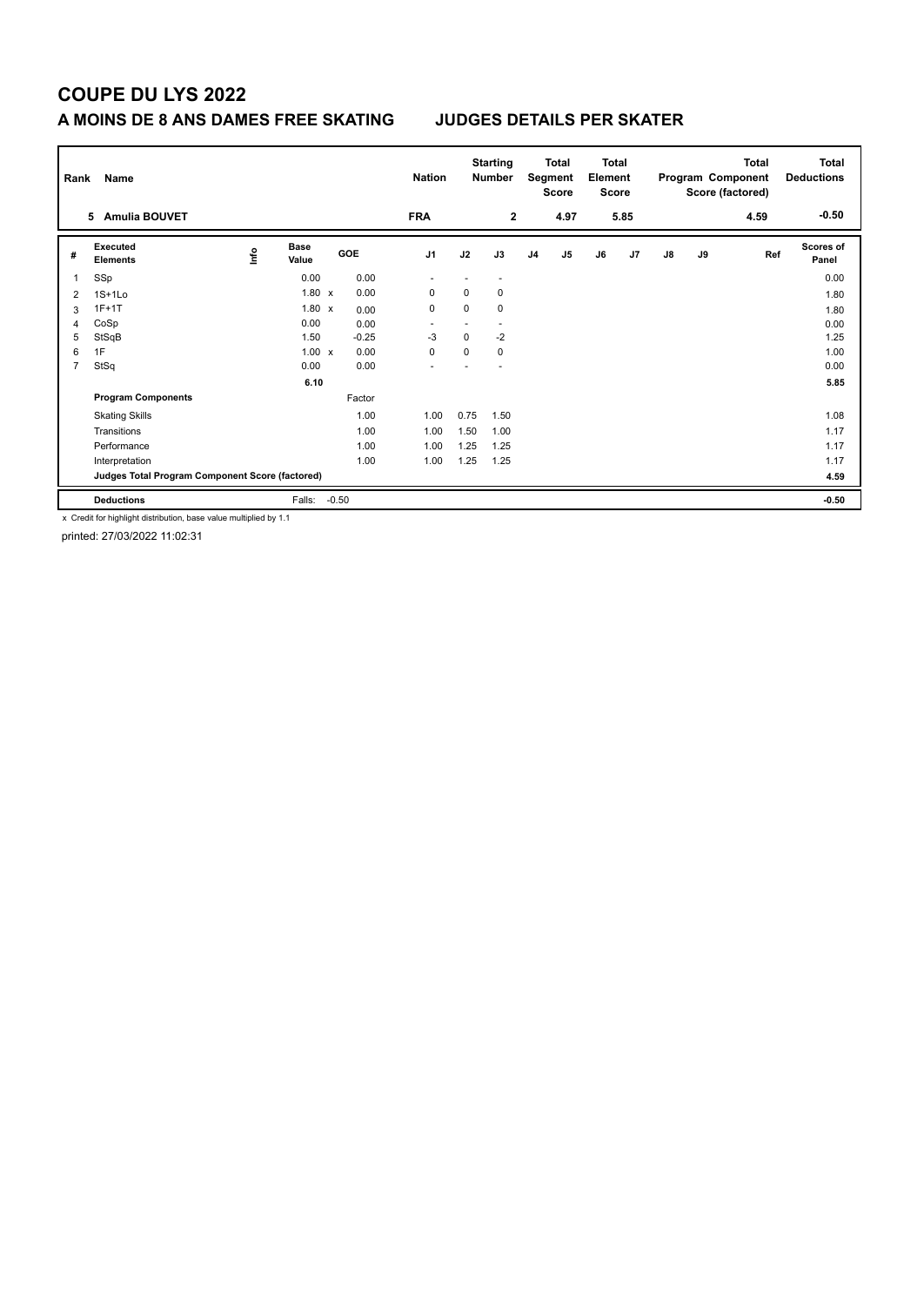# COUPE DU LYS 2022

## A MOINS DE 8 ANS DAMES FREE SKATING JUDGES DETAILS PER SKATER

| Rank | Name | Nation | Starting Number | Total Segment Score | Total Element Score | Total Program Component Score (factored) | Total Deductions |
|---|---|---|---|---|---|---|---|
| 5 | Amulia BOUVET | FRA | 2 | 4.97 | 5.85 | 4.59 | -0.50 |

| # | Executed Elements | Info | Base Value | | GOE | J1 | J2 | J3 | J4 | J5 | J6 | J7 | J8 | J9 | Ref | Scores of Panel |
|---|---|---|---|---|---|---|---|---|---|---|---|---|---|---|---|---|
| 1 | SSp | | 0.00 | | 0.00 | - | - | - | | | | | | | | 0.00 |
| 2 | 1S+1Lo | | 1.80 | x | 0.00 | 0 | 0 | 0 | | | | | | | | 1.80 |
| 3 | 1F+1T | | 1.80 | x | 0.00 | 0 | 0 | 0 | | | | | | | | 1.80 |
| 4 | CoSp | | 0.00 | | 0.00 | - | - | - | | | | | | | | 0.00 |
| 5 | StSqB | | 1.50 | | -0.25 | -3 | 0 | -2 | | | | | | | | 1.25 |
| 6 | 1F | | 1.00 | x | 0.00 | 0 | 0 | 0 | | | | | | | | 1.00 |
| 7 | StSq | | 0.00 | | 0.00 | - | - | - | | | | | | | | 0.00 |
| | | | 6.10 | | | | | | | | | | | | | 5.85 |
| | **Program Components** | | | | Factor | | | | | | | | | | | |
| | Skating Skills | | | | 1.00 | 1.00 | 0.75 | 1.50 | | | | | | | | 1.08 |
| | Transitions | | | | 1.00 | 1.00 | 1.50 | 1.00 | | | | | | | | 1.17 |
| | Performance | | | | 1.00 | 1.00 | 1.25 | 1.25 | | | | | | | | 1.17 |
| | Interpretation | | | | 1.00 | 1.00 | 1.25 | 1.25 | | | | | | | | 1.17 |
| | **Judges Total Program Component Score (factored)** | | | | | | | | | | | | | | | 4.59 |
| | **Deductions** | | Falls: | | -0.50 | | | | | | | | | | | -0.50 |

x Credit for highlight distribution, base value multiplied by 1.1

printed: 27/03/2022 11:02:31